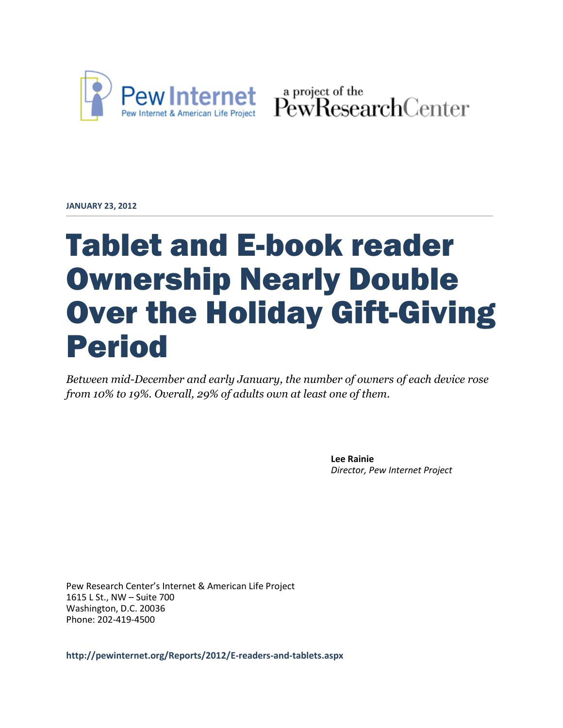Pew Internet
Pew Internet & American Life Project

a project of the PewResearchCenter

**JANUARY 23, 2012**

# Tablet and E-book reader Ownership Nearly Double Over the Holiday Gift-Giving Period

*Between mid-December and early January, the number of owners of each device rose from 10% to 19%. Overall, 29% of adults own at least one of them.*

**Lee Rainie**
*Director, Pew Internet Project*

Pew Research Center's Internet & American Life Project
1615 L St., NW – Suite 700
Washington, D.C. 20036
Phone: 202-419-4500

**http://pewinternet.org/Reports/2012/E-readers-and-tablets.aspx**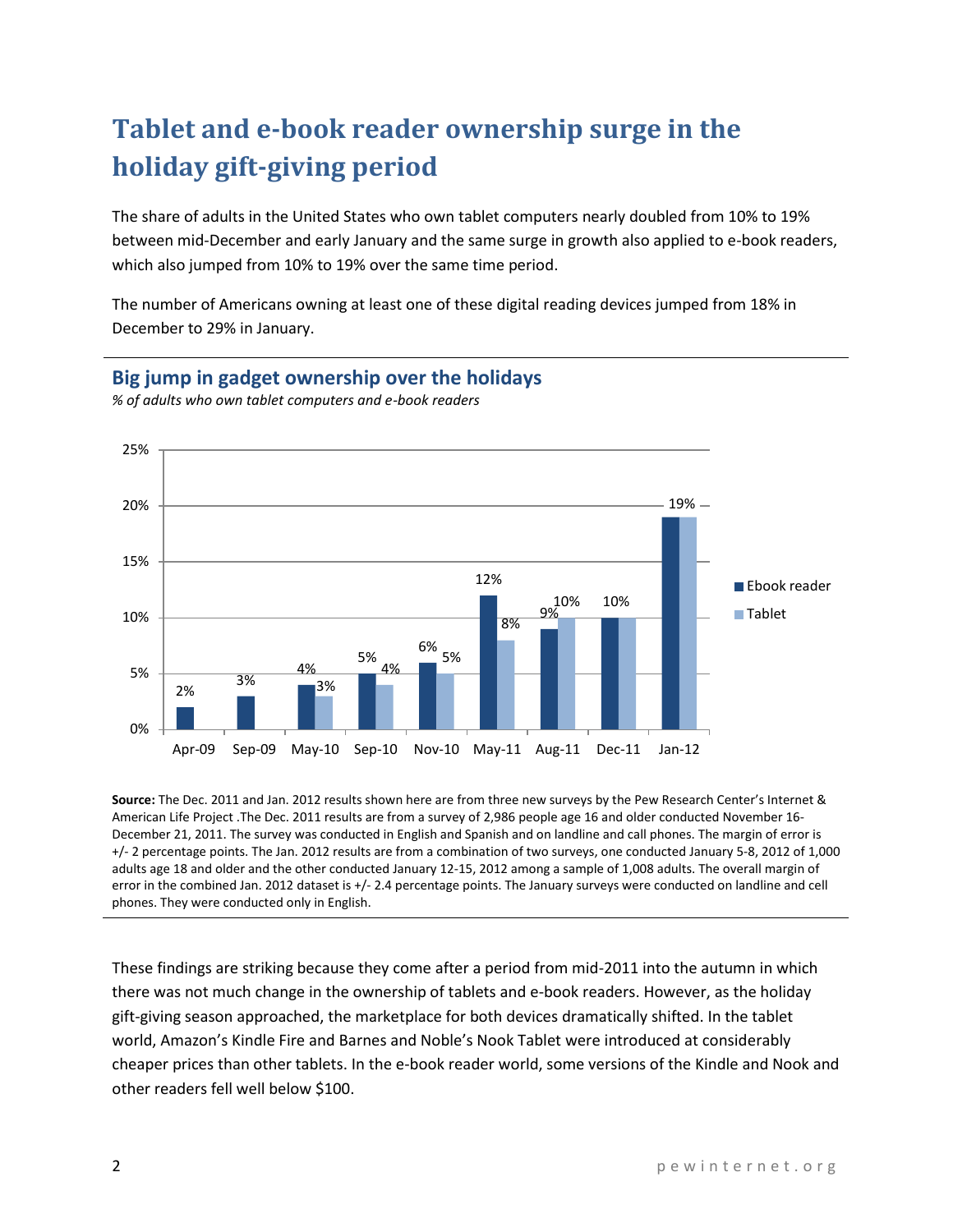# Tablet and e-book reader ownership surge in the holiday gift-giving period

The share of adults in the United States who own tablet computers nearly doubled from 10% to 19% between mid-December and early January and the same surge in growth also applied to e-book readers, which also jumped from 10% to 19% over the same time period.

The number of Americans owning at least one of these digital reading devices jumped from 18% in December to 29% in January.

## Big jump in gadget ownership over the holidays

*% of adults who own tablet computers and e-book readers*

| | Ebook reader | Tablet |
|---|---|---|
| Apr-09 | 2% | |
| Sep-09 | 3% | |
| May-10 | 4% | 3% |
| Sep-10 | 5% | 4% |
| Nov-10 | 6% | 5% |
| May-11 | 12% | 8% |
| Aug-11 | 9% | 10% |
| Dec-11 | 10% | 10% |
| Jan-12 | 19% | 19% |

**Source:** The Dec. 2011 and Jan. 2012 results shown here are from three new surveys by the Pew Research Center's Internet & American Life Project .The Dec. 2011 results are from a survey of 2,986 people age 16 and older conducted November 16-December 21, 2011. The survey was conducted in English and Spanish and on landline and call phones. The margin of error is +/- 2 percentage points. The Jan. 2012 results are from a combination of two surveys, one conducted January 5-8, 2012 of 1,000 adults age 18 and older and the other conducted January 12-15, 2012 among a sample of 1,008 adults. The overall margin of error in the combined Jan. 2012 dataset is +/- 2.4 percentage points. The January surveys were conducted on landline and cell phones. They were conducted only in English.

These findings are striking because they come after a period from mid-2011 into the autumn in which there was not much change in the ownership of tablets and e-book readers. However, as the holiday gift-giving season approached, the marketplace for both devices dramatically shifted. In the tablet world, Amazon's Kindle Fire and Barnes and Noble's Nook Tablet were introduced at considerably cheaper prices than other tablets. In the e-book reader world, some versions of the Kindle and Nook and other readers fell well below $100.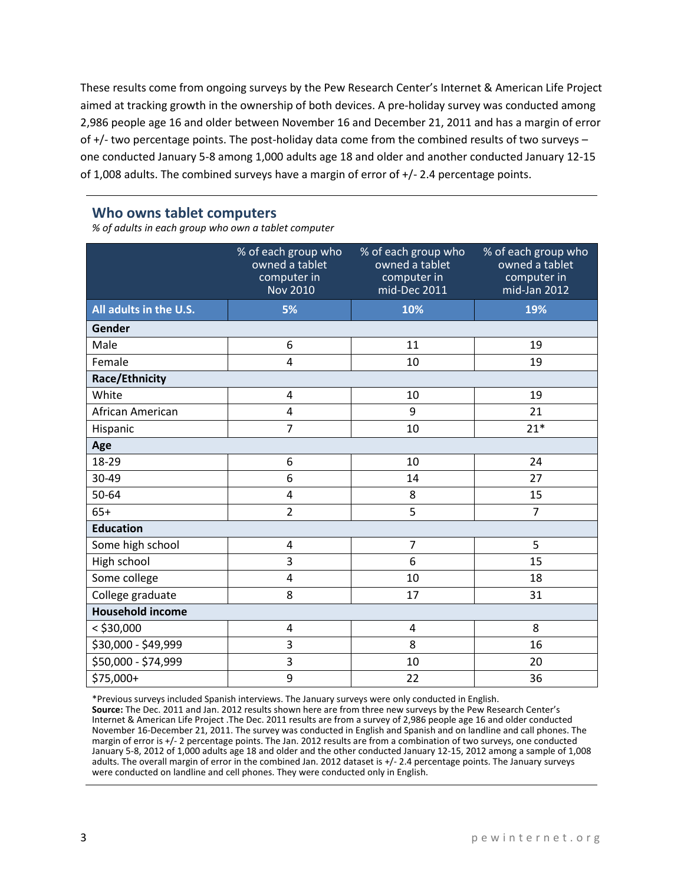These results come from ongoing surveys by the Pew Research Center's Internet & American Life Project aimed at tracking growth in the ownership of both devices. A pre-holiday survey was conducted among 2,986 people age 16 and older between November 16 and December 21, 2011 and has a margin of error of +/- two percentage points. The post-holiday data come from the combined results of two surveys – one conducted January 5-8 among 1,000 adults age 18 and older and another conducted January 12-15 of 1,008 adults. The combined surveys have a margin of error of +/- 2.4 percentage points.

## Who owns tablet computers

*% of adults in each group who own a tablet computer*

| | % of each group who owned a tablet computer in Nov 2010 | % of each group who owned a tablet computer in mid-Dec 2011 | % of each group who owned a tablet computer in mid-Jan 2012 |
|---|---|---|---|
| **All adults in the U.S.** | **5%** | **10%** | **19%** |
| **Gender** | | | |
| Male | 6 | 11 | 19 |
| Female | 4 | 10 | 19 |
| **Race/Ethnicity** | | | |
| White | 4 | 10 | 19 |
| African American | 4 | 9 | 21 |
| Hispanic | 7 | 10 | 21* |
| **Age** | | | |
| 18-29 | 6 | 10 | 24 |
| 30-49 | 6 | 14 | 27 |
| 50-64 | 4 | 8 | 15 |
| 65+ | 2 | 5 | 7 |
| **Education** | | | |
| Some high school | 4 | 7 | 5 |
| High school | 3 | 6 | 15 |
| Some college | 4 | 10 | 18 |
| College graduate | 8 | 17 | 31 |
| **Household income** | | | |
| < $30,000 | 4 | 4 | 8 |
| $30,000 - $49,999 | 3 | 8 | 16 |
| $50,000 - $74,999 | 3 | 10 | 20 |
| $75,000+ | 9 | 22 | 36 |

*Previous surveys included Spanish interviews. The January surveys were only conducted in English.

**Source:** The Dec. 2011 and Jan. 2012 results shown here are from three new surveys by the Pew Research Center's Internet & American Life Project .The Dec. 2011 results are from a survey of 2,986 people age 16 and older conducted November 16-December 21, 2011. The survey was conducted in English and Spanish and on landline and call phones. The margin of error is +/- 2 percentage points. The Jan. 2012 results are from a combination of two surveys, one conducted January 5-8, 2012 of 1,000 adults age 18 and older and the other conducted January 12-15, 2012 among a sample of 1,008 adults. The overall margin of error in the combined Jan. 2012 dataset is +/- 2.4 percentage points. The January surveys were conducted on landline and cell phones. They were conducted only in English.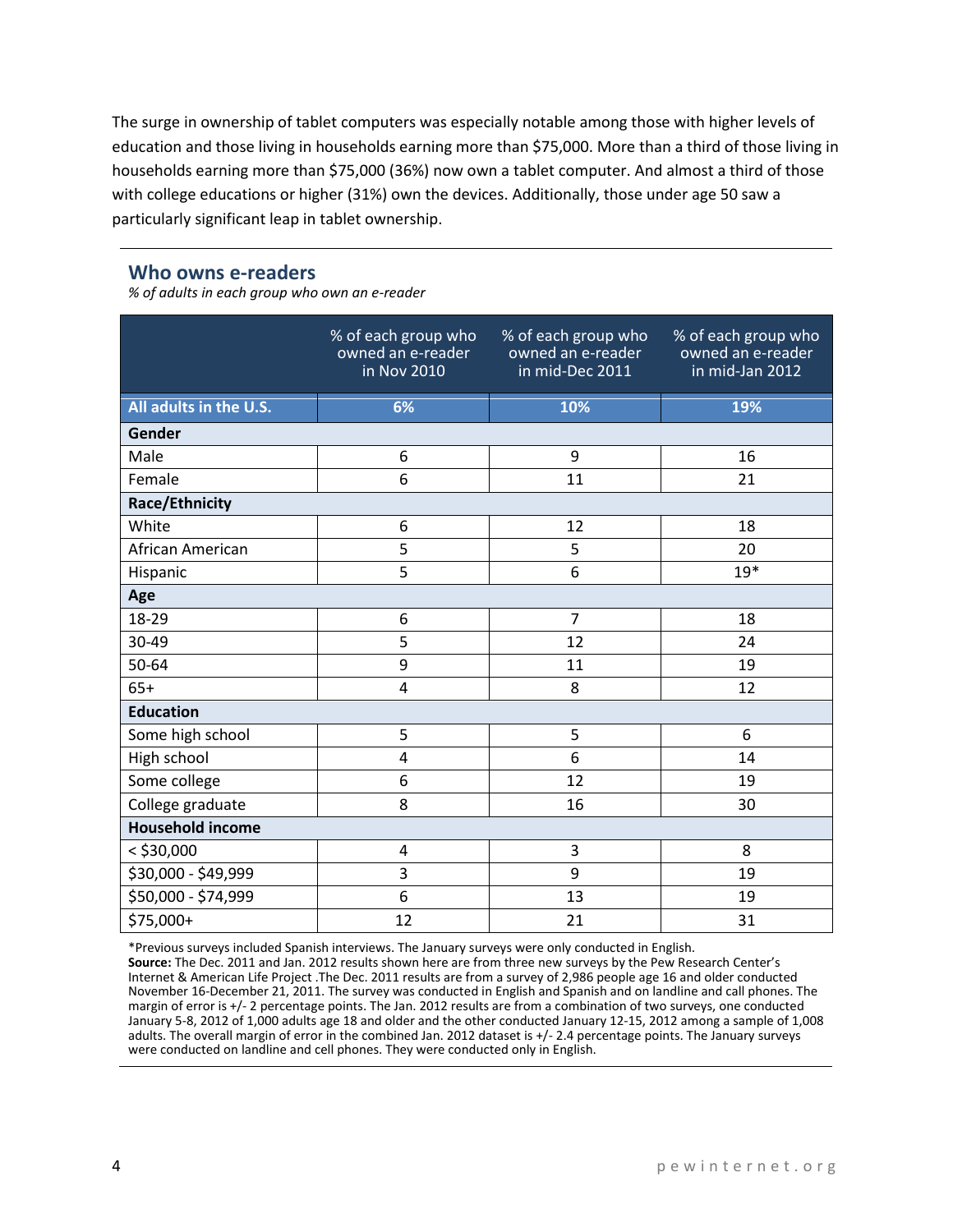The surge in ownership of tablet computers was especially notable among those with higher levels of education and those living in households earning more than $75,000. More than a third of those living in households earning more than $75,000 (36%) now own a tablet computer. And almost a third of those with college educations or higher (31%) own the devices. Additionally, those under age 50 saw a particularly significant leap in tablet ownership.

## Who owns e-readers

*% of adults in each group who own an e-reader*

| | % of each group who owned an e-reader in Nov 2010 | % of each group who owned an e-reader in mid-Dec 2011 | % of each group who owned an e-reader in mid-Jan 2012 |
|---|---|---|---|
| **All adults in the U.S.** | **6%** | **10%** | **19%** |
| **Gender** | | | |
| Male | 6 | 9 | 16 |
| Female | 6 | 11 | 21 |
| **Race/Ethnicity** | | | |
| White | 6 | 12 | 18 |
| African American | 5 | 5 | 20 |
| Hispanic | 5 | 6 | 19* |
| **Age** | | | |
| 18-29 | 6 | 7 | 18 |
| 30-49 | 5 | 12 | 24 |
| 50-64 | 9 | 11 | 19 |
| 65+ | 4 | 8 | 12 |
| **Education** | | | |
| Some high school | 5 | 5 | 6 |
| High school | 4 | 6 | 14 |
| Some college | 6 | 12 | 19 |
| College graduate | 8 | 16 | 30 |
| **Household income** | | | |
| < $30,000 | 4 | 3 | 8 |
| $30,000 - $49,999 | 3 | 9 | 19 |
| $50,000 - $74,999 | 6 | 13 | 19 |
| $75,000+ | 12 | 21 | 31 |

*Previous surveys included Spanish interviews. The January surveys were only conducted in English.

**Source:** The Dec. 2011 and Jan. 2012 results shown here are from three new surveys by the Pew Research Center's Internet & American Life Project .The Dec. 2011 results are from a survey of 2,986 people age 16 and older conducted November 16-December 21, 2011. The survey was conducted in English and Spanish and on landline and call phones. The margin of error is +/- 2 percentage points. The Jan. 2012 results are from a combination of two surveys, one conducted January 5-8, 2012 of 1,000 adults age 18 and older and the other conducted January 12-15, 2012 among a sample of 1,008 adults. The overall margin of error in the combined Jan. 2012 dataset is +/- 2.4 percentage points. The January surveys were conducted on landline and cell phones. They were conducted only in English.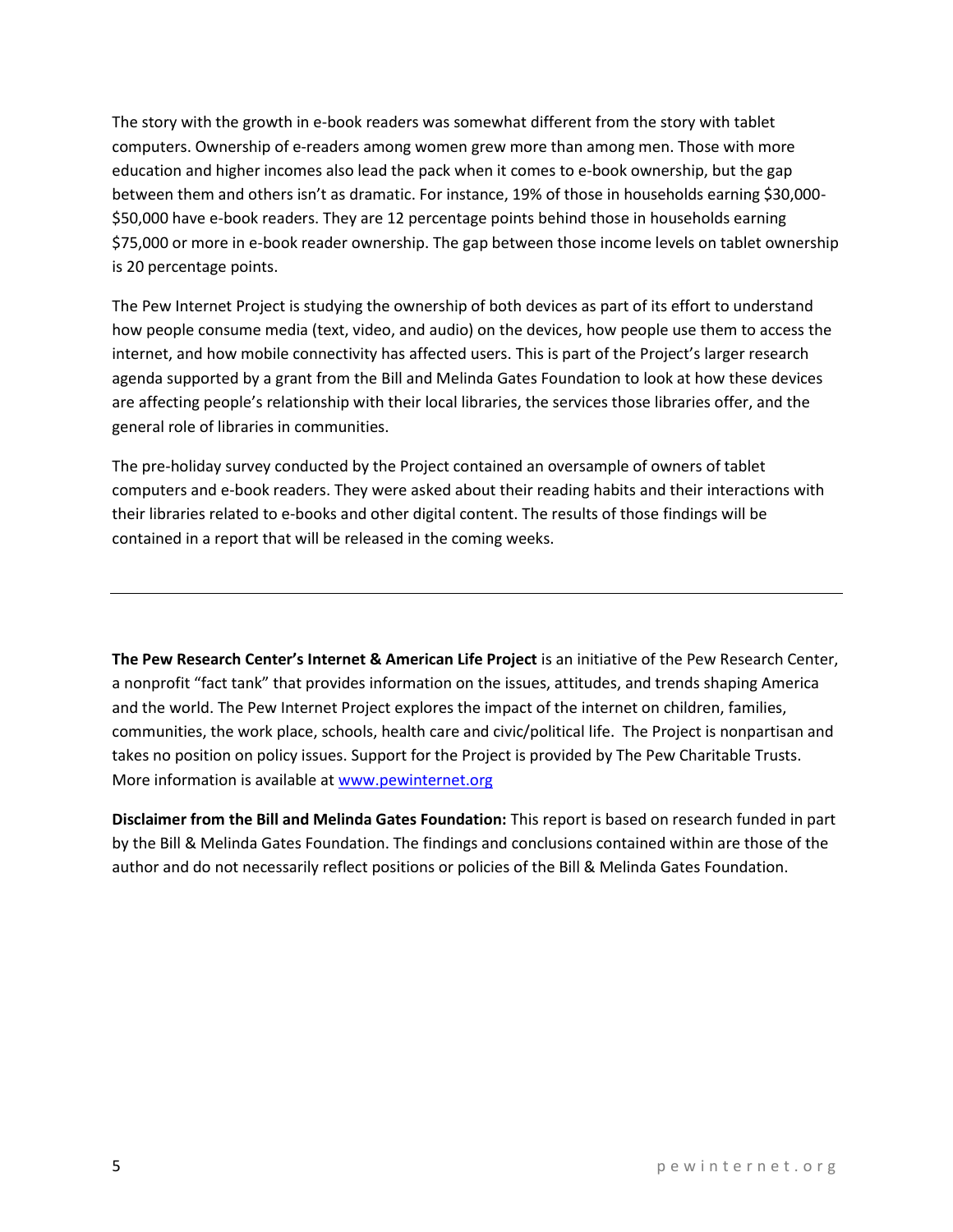The story with the growth in e-book readers was somewhat different from the story with tablet computers. Ownership of e-readers among women grew more than among men. Those with more education and higher incomes also lead the pack when it comes to e-book ownership, but the gap between them and others isn't as dramatic. For instance, 19% of those in households earning $30,000-$50,000 have e-book readers. They are 12 percentage points behind those in households earning $75,000 or more in e-book reader ownership. The gap between those income levels on tablet ownership is 20 percentage points.

The Pew Internet Project is studying the ownership of both devices as part of its effort to understand how people consume media (text, video, and audio) on the devices, how people use them to access the internet, and how mobile connectivity has affected users. This is part of the Project's larger research agenda supported by a grant from the Bill and Melinda Gates Foundation to look at how these devices are affecting people's relationship with their local libraries, the services those libraries offer, and the general role of libraries in communities.

The pre-holiday survey conducted by the Project contained an oversample of owners of tablet computers and e-book readers. They were asked about their reading habits and their interactions with their libraries related to e-books and other digital content. The results of those findings will be contained in a report that will be released in the coming weeks.

---

**The Pew Research Center's Internet & American Life Project** is an initiative of the Pew Research Center, a nonprofit "fact tank" that provides information on the issues, attitudes, and trends shaping America and the world. The Pew Internet Project explores the impact of the internet on children, families, communities, the work place, schools, health care and civic/political life. The Project is nonpartisan and takes no position on policy issues. Support for the Project is provided by The Pew Charitable Trusts. More information is available at [www.pewinternet.org](http://www.pewinternet.org)

**Disclaimer from the Bill and Melinda Gates Foundation:** This report is based on research funded in part by the Bill & Melinda Gates Foundation. The findings and conclusions contained within are those of the author and do not necessarily reflect positions or policies of the Bill & Melinda Gates Foundation.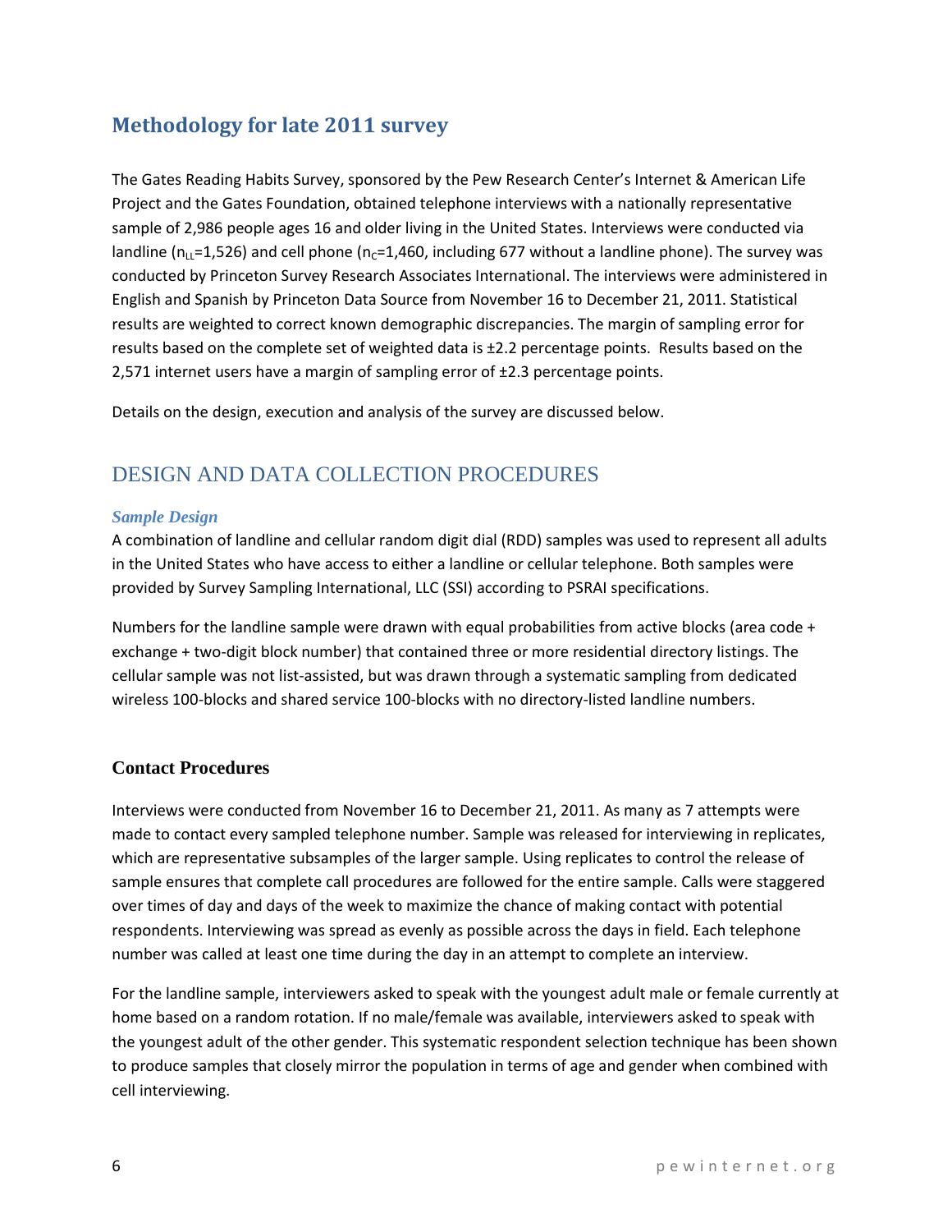# Methodology for late 2011 survey

The Gates Reading Habits Survey, sponsored by the Pew Research Center's Internet & American Life Project and the Gates Foundation, obtained telephone interviews with a nationally representative sample of 2,986 people ages 16 and older living in the United States. Interviews were conducted via landline ($n_{LL}$=1,526) and cell phone ($n_C$=1,460, including 677 without a landline phone). The survey was conducted by Princeton Survey Research Associates International. The interviews were administered in English and Spanish by Princeton Data Source from November 16 to December 21, 2011. Statistical results are weighted to correct known demographic discrepancies. The margin of sampling error for results based on the complete set of weighted data is ±2.2 percentage points. Results based on the 2,571 internet users have a margin of sampling error of ±2.3 percentage points.

Details on the design, execution and analysis of the survey are discussed below.

## DESIGN AND DATA COLLECTION PROCEDURES

### *Sample Design*

A combination of landline and cellular random digit dial (RDD) samples was used to represent all adults in the United States who have access to either a landline or cellular telephone. Both samples were provided by Survey Sampling International, LLC (SSI) according to PSRAI specifications.

Numbers for the landline sample were drawn with equal probabilities from active blocks (area code + exchange + two-digit block number) that contained three or more residential directory listings. The cellular sample was not list-assisted, but was drawn through a systematic sampling from dedicated wireless 100-blocks and shared service 100-blocks with no directory-listed landline numbers.

### Contact Procedures

Interviews were conducted from November 16 to December 21, 2011. As many as 7 attempts were made to contact every sampled telephone number. Sample was released for interviewing in replicates, which are representative subsamples of the larger sample. Using replicates to control the release of sample ensures that complete call procedures are followed for the entire sample. Calls were staggered over times of day and days of the week to maximize the chance of making contact with potential respondents. Interviewing was spread as evenly as possible across the days in field. Each telephone number was called at least one time during the day in an attempt to complete an interview.

For the landline sample, interviewers asked to speak with the youngest adult male or female currently at home based on a random rotation. If no male/female was available, interviewers asked to speak with the youngest adult of the other gender. This systematic respondent selection technique has been shown to produce samples that closely mirror the population in terms of age and gender when combined with cell interviewing.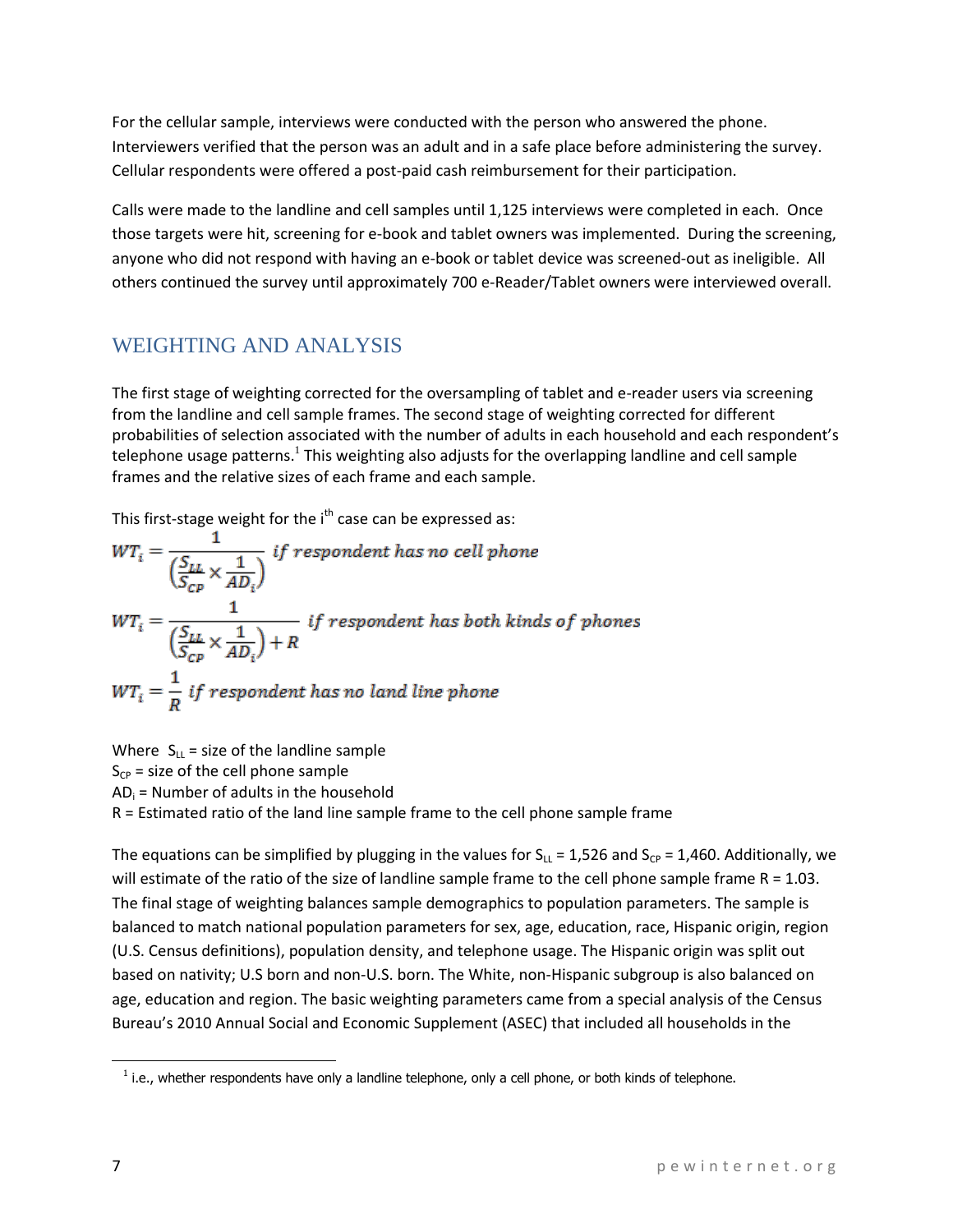For the cellular sample, interviews were conducted with the person who answered the phone. Interviewers verified that the person was an adult and in a safe place before administering the survey. Cellular respondents were offered a post-paid cash reimbursement for their participation.

Calls were made to the landline and cell samples until 1,125 interviews were completed in each. Once those targets were hit, screening for e-book and tablet owners was implemented. During the screening, anyone who did not respond with having an e-book or tablet device was screened-out as ineligible. All others continued the survey until approximately 700 e-Reader/Tablet owners were interviewed overall.

## WEIGHTING AND ANALYSIS

The first stage of weighting corrected for the oversampling of tablet and e-reader users via screening from the landline and cell sample frames. The second stage of weighting corrected for different probabilities of selection associated with the number of adults in each household and each respondent's telephone usage patterns.[1] This weighting also adjusts for the overlapping landline and cell sample frames and the relative sizes of each frame and each sample.

This first-stage weight for the $i^{th}$ case can be expressed as:

$$WT_i = \frac{1}{\left(\frac{S_{LL}}{S_{CP}} \times \frac{1}{AD_i}\right)} \text{ if respondent has no cell phone}$$

$$WT_i = \frac{1}{\left(\frac{S_{LL}}{S_{CP}} \times \frac{1}{AD_i}\right) + R} \text{ if respondent has both kinds of phones}$$

$$WT_i = \frac{1}{R} \text{ if respondent has no land line phone}$$

Where $S_{LL}$ = size of the landline sample
$S_{CP}$ = size of the cell phone sample
$AD_i$ = Number of adults in the household
R = Estimated ratio of the land line sample frame to the cell phone sample frame

The equations can be simplified by plugging in the values for $S_{LL}$ = 1,526 and $S_{CP}$ = 1,460. Additionally, we will estimate of the ratio of the size of landline sample frame to the cell phone sample frame R = 1.03. The final stage of weighting balances sample demographics to population parameters. The sample is balanced to match national population parameters for sex, age, education, race, Hispanic origin, region (U.S. Census definitions), population density, and telephone usage. The Hispanic origin was split out based on nativity; U.S born and non-U.S. born. The White, non-Hispanic subgroup is also balanced on age, education and region. The basic weighting parameters came from a special analysis of the Census Bureau's 2010 Annual Social and Economic Supplement (ASEC) that included all households in the

[1] i.e., whether respondents have only a landline telephone, only a cell phone, or both kinds of telephone.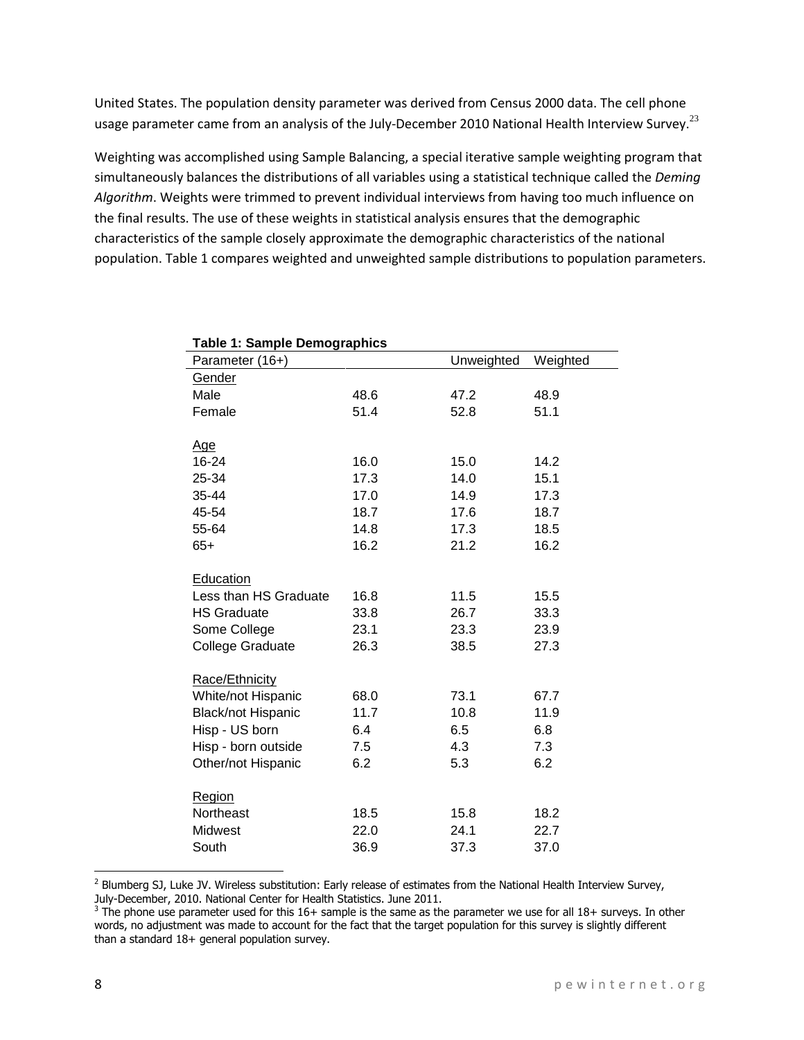United States. The population density parameter was derived from Census 2000 data. The cell phone usage parameter came from an analysis of the July-December 2010 National Health Interview Survey.[23]

Weighting was accomplished using Sample Balancing, a special iterative sample weighting program that simultaneously balances the distributions of all variables using a statistical technique called the *Deming Algorithm*. Weights were trimmed to prevent individual interviews from having too much influence on the final results. The use of these weights in statistical analysis ensures that the demographic characteristics of the sample closely approximate the demographic characteristics of the national population. Table 1 compares weighted and unweighted sample distributions to population parameters.

**Table 1: Sample Demographics**

| Parameter (16+) | | Unweighted | Weighted |
|---|---|---|---|
| Gender | | | |
| Male | 48.6 | 47.2 | 48.9 |
| Female | 51.4 | 52.8 | 51.1 |
| | | | |
| Age | | | |
| 16-24 | 16.0 | 15.0 | 14.2 |
| 25-34 | 17.3 | 14.0 | 15.1 |
| 35-44 | 17.0 | 14.9 | 17.3 |
| 45-54 | 18.7 | 17.6 | 18.7 |
| 55-64 | 14.8 | 17.3 | 18.5 |
| 65+ | 16.2 | 21.2 | 16.2 |
| | | | |
| Education | | | |
| Less than HS Graduate | 16.8 | 11.5 | 15.5 |
| HS Graduate | 33.8 | 26.7 | 33.3 |
| Some College | 23.1 | 23.3 | 23.9 |
| College Graduate | 26.3 | 38.5 | 27.3 |
| | | | |
| Race/Ethnicity | | | |
| White/not Hispanic | 68.0 | 73.1 | 67.7 |
| Black/not Hispanic | 11.7 | 10.8 | 11.9 |
| Hisp - US born | 6.4 | 6.5 | 6.8 |
| Hisp - born outside | 7.5 | 4.3 | 7.3 |
| Other/not Hispanic | 6.2 | 5.3 | 6.2 |
| | | | |
| Region | | | |
| Northeast | 18.5 | 15.8 | 18.2 |
| Midwest | 22.0 | 24.1 | 22.7 |
| South | 36.9 | 37.3 | 37.0 |

[2] Blumberg SJ, Luke JV. Wireless substitution: Early release of estimates from the National Health Interview Survey, July-December, 2010. National Center for Health Statistics. June 2011.

[3] The phone use parameter used for this 16+ sample is the same as the parameter we use for all 18+ surveys. In other words, no adjustment was made to account for the fact that the target population for this survey is slightly different than a standard 18+ general population survey.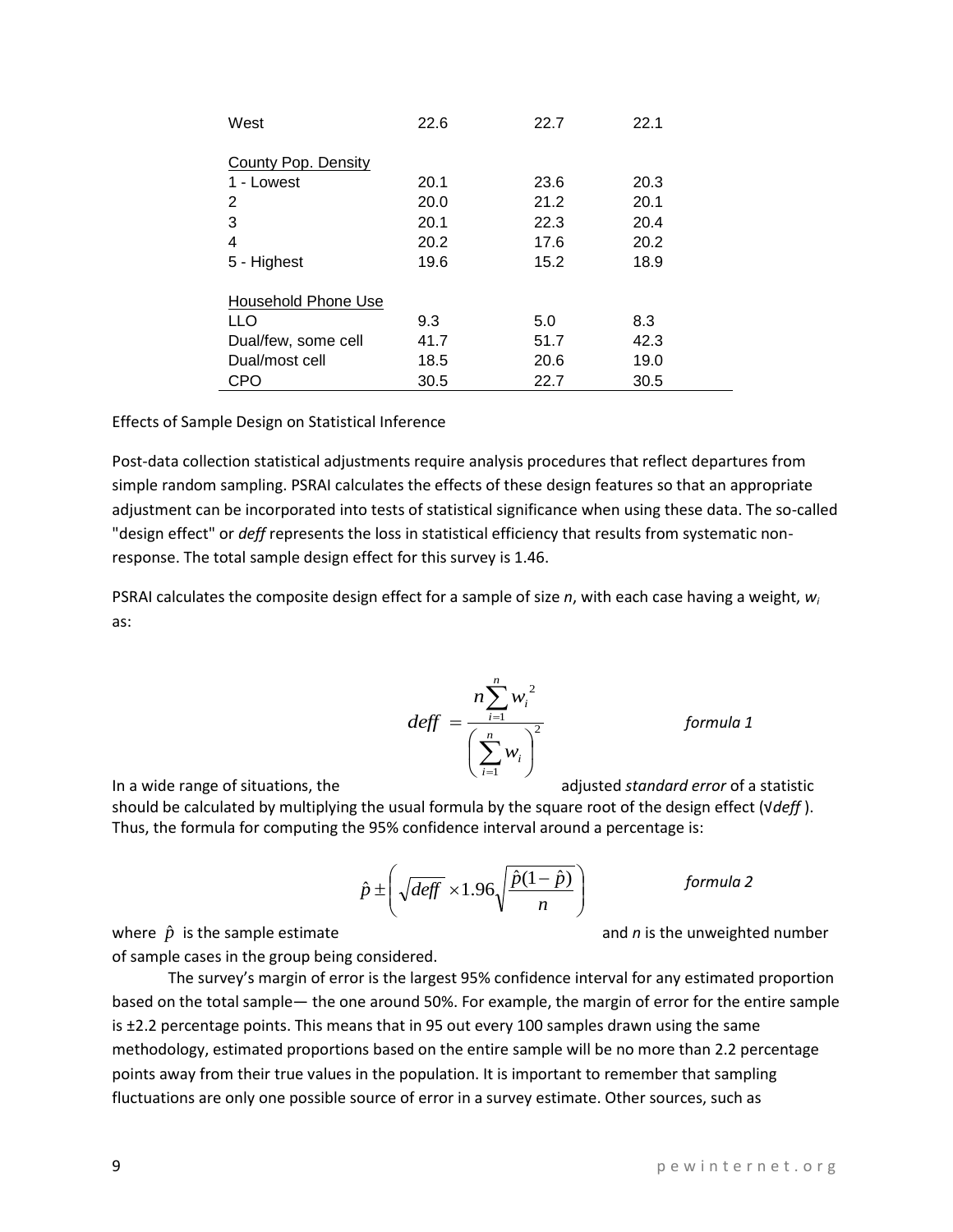| | | | |
|---|---|---|---|
| West | 22.6 | 22.7 | 22.1 |
| County Pop. Density | | | |
| 1 - Lowest | 20.1 | 23.6 | 20.3 |
| 2 | 20.0 | 21.2 | 20.1 |
| 3 | 20.1 | 22.3 | 20.4 |
| 4 | 20.2 | 17.6 | 20.2 |
| 5 - Highest | 19.6 | 15.2 | 18.9 |
| Household Phone Use | | | |
| LLO | 9.3 | 5.0 | 8.3 |
| Dual/few, some cell | 41.7 | 51.7 | 42.3 |
| Dual/most cell | 18.5 | 20.6 | 19.0 |
| CPO | 30.5 | 22.7 | 30.5 |

Effects of Sample Design on Statistical Inference

Post-data collection statistical adjustments require analysis procedures that reflect departures from simple random sampling. PSRAI calculates the effects of these design features so that an appropriate adjustment can be incorporated into tests of statistical significance when using these data. The so-called "design effect" or *deff* represents the loss in statistical efficiency that results from systematic non-response. The total sample design effect for this survey is 1.46.

PSRAI calculates the composite design effect for a sample of size *n*, with each case having a weight, $w_i$ as:

$$deff = \frac{n \sum_{i=1}^{n} {w_i}^2}{\left( \sum_{i=1}^{n} w_i \right)^2} \qquad \textit{formula 1}$$

In a wide range of situations, the adjusted *standard error* of a statistic should be calculated by multiplying the usual formula by the square root of the design effect (√*deff* ). Thus, the formula for computing the 95% confidence interval around a percentage is:

$$\hat{p} \pm \left( \sqrt{deff} \times 1.96 \sqrt{\frac{\hat{p}(1-\hat{p})}{n}} \right) \qquad \textit{formula 2}$$

where $\hat{p}$ is the sample estimate and *n* is the unweighted number of sample cases in the group being considered.

The survey's margin of error is the largest 95% confidence interval for any estimated proportion based on the total sample— the one around 50%. For example, the margin of error for the entire sample is ±2.2 percentage points. This means that in 95 out every 100 samples drawn using the same methodology, estimated proportions based on the entire sample will be no more than 2.2 percentage points away from their true values in the population. It is important to remember that sampling fluctuations are only one possible source of error in a survey estimate. Other sources, such as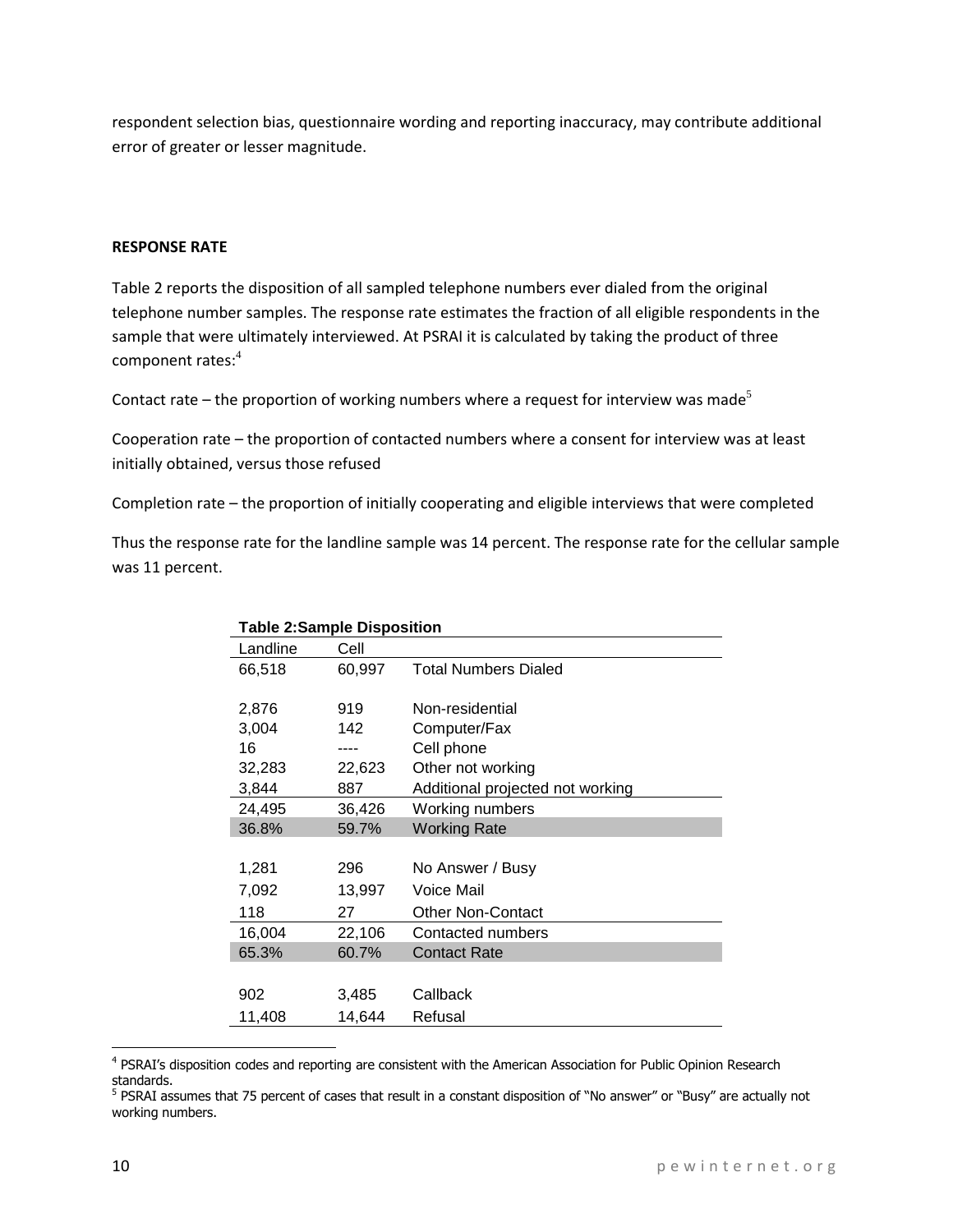respondent selection bias, questionnaire wording and reporting inaccuracy, may contribute additional error of greater or lesser magnitude.

**RESPONSE RATE**

Table 2 reports the disposition of all sampled telephone numbers ever dialed from the original telephone number samples. The response rate estimates the fraction of all eligible respondents in the sample that were ultimately interviewed. At PSRAI it is calculated by taking the product of three component rates:[4]

Contact rate – the proportion of working numbers where a request for interview was made[5]

Cooperation rate – the proportion of contacted numbers where a consent for interview was at least initially obtained, versus those refused

Completion rate – the proportion of initially cooperating and eligible interviews that were completed

Thus the response rate for the landline sample was 14 percent. The response rate for the cellular sample was 11 percent.

**Table 2:Sample Disposition**

| Landline | Cell | |
|---|---|---|
| 66,518 | 60,997 | Total Numbers Dialed |
| | | |
| 2,876 | 919 | Non-residential |
| 3,004 | 142 | Computer/Fax |
| 16 | ---- | Cell phone |
| 32,283 | 22,623 | Other not working |
| 3,844 | 887 | Additional projected not working |
| 24,495 | 36,426 | Working numbers |
| 36.8% | 59.7% | Working Rate |
| | | |
| 1,281 | 296 | No Answer / Busy |
| 7,092 | 13,997 | Voice Mail |
| 118 | 27 | Other Non-Contact |
| 16,004 | 22,106 | Contacted numbers |
| 65.3% | 60.7% | Contact Rate |
| | | |
| 902 | 3,485 | Callback |
| 11,408 | 14,644 | Refusal |

[4] PSRAI's disposition codes and reporting are consistent with the American Association for Public Opinion Research standards.

[5] PSRAI assumes that 75 percent of cases that result in a constant disposition of "No answer" or "Busy" are actually not working numbers.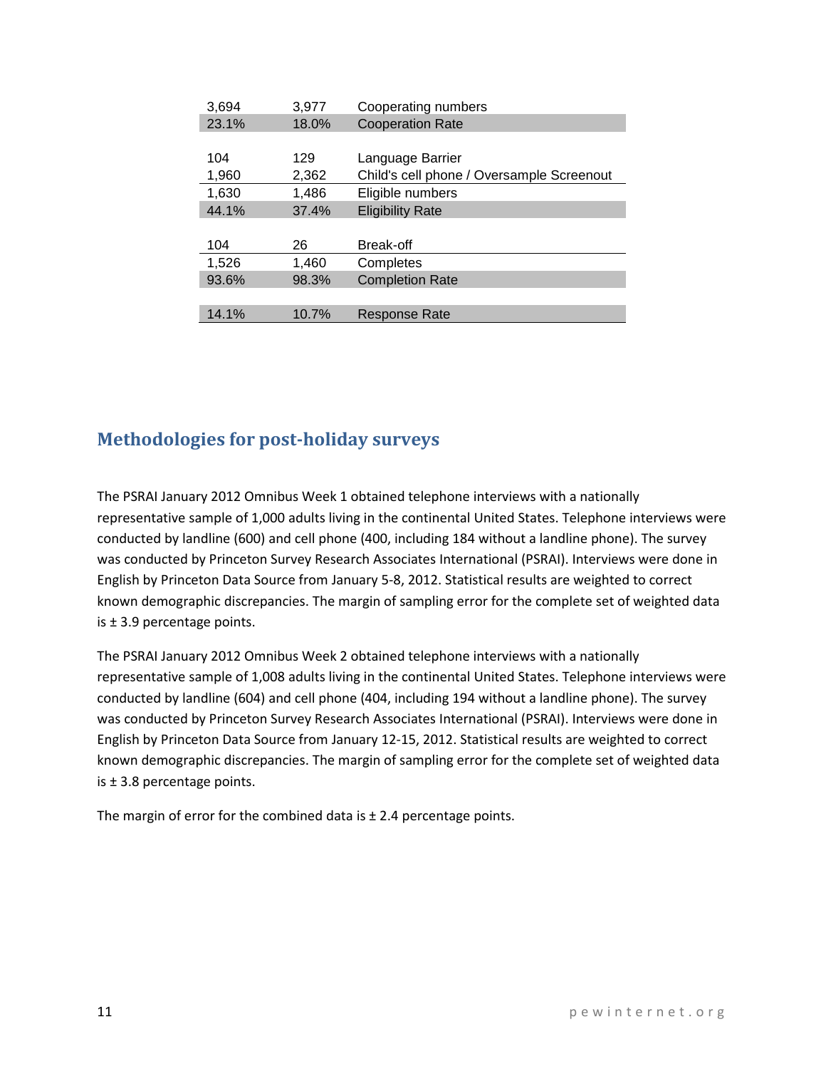| | | |
|---|---|---|
| 3,694 | 3,977 | Cooperating numbers |
| 23.1% | 18.0% | Cooperation Rate |
| | | |
| 104 | 129 | Language Barrier |
| 1,960 | 2,362 | Child's cell phone / Oversample Screenout |
| 1,630 | 1,486 | Eligible numbers |
| 44.1% | 37.4% | Eligibility Rate |
| | | |
| 104 | 26 | Break-off |
| 1,526 | 1,460 | Completes |
| 93.6% | 98.3% | Completion Rate |
| | | |
| 14.1% | 10.7% | Response Rate |

## Methodologies for post-holiday surveys

The PSRAI January 2012 Omnibus Week 1 obtained telephone interviews with a nationally representative sample of 1,000 adults living in the continental United States. Telephone interviews were conducted by landline (600) and cell phone (400, including 184 without a landline phone). The survey was conducted by Princeton Survey Research Associates International (PSRAI). Interviews were done in English by Princeton Data Source from January 5-8, 2012. Statistical results are weighted to correct known demographic discrepancies. The margin of sampling error for the complete set of weighted data is ± 3.9 percentage points.

The PSRAI January 2012 Omnibus Week 2 obtained telephone interviews with a nationally representative sample of 1,008 adults living in the continental United States. Telephone interviews were conducted by landline (604) and cell phone (404, including 194 without a landline phone). The survey was conducted by Princeton Survey Research Associates International (PSRAI). Interviews were done in English by Princeton Data Source from January 12-15, 2012. Statistical results are weighted to correct known demographic discrepancies. The margin of sampling error for the complete set of weighted data is ± 3.8 percentage points.

The margin of error for the combined data is ± 2.4 percentage points.